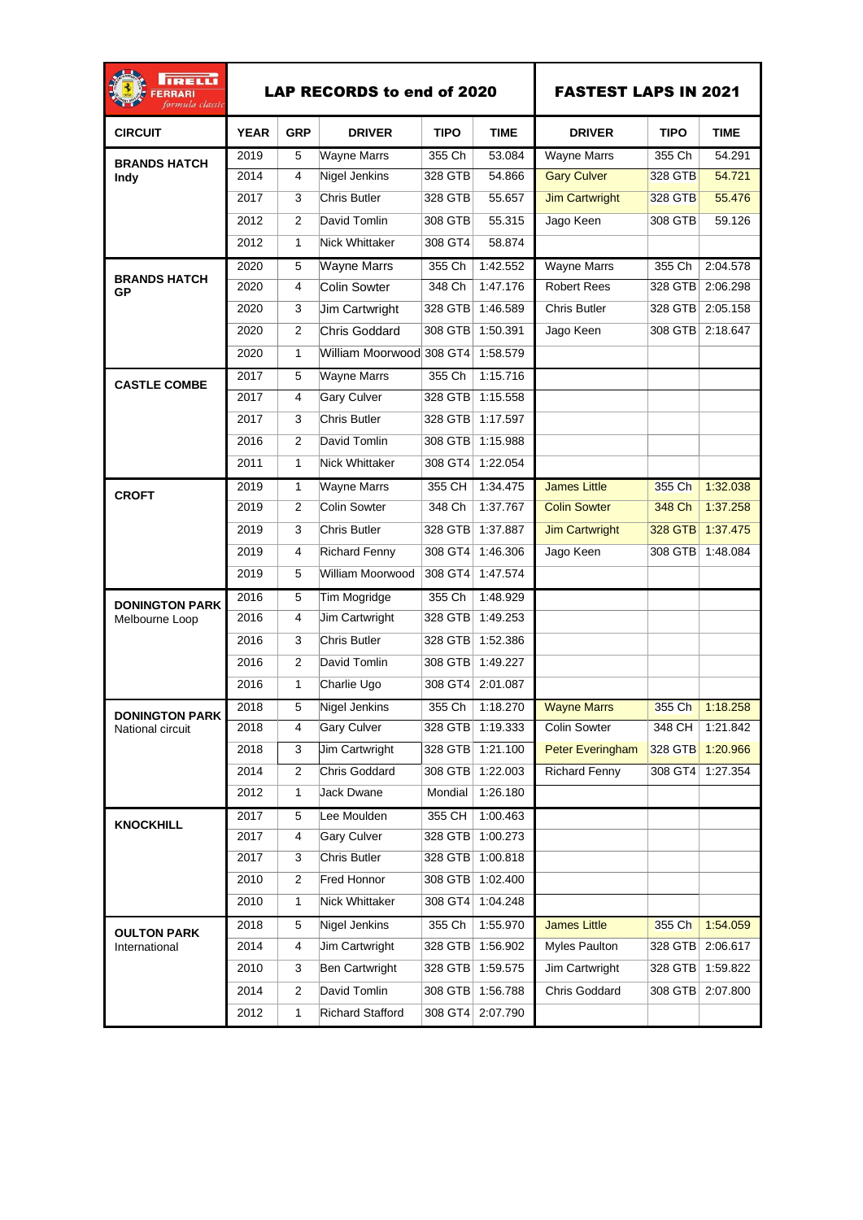| CIRCUIT | LAP RECORDS to end of 2020 | | | | | FASTEST LAPS IN 2021 | | |
|---|---|---|---|---|---|---|---|---|
| | YEAR | GRP | DRIVER | TIPO | TIME | DRIVER | TIPO | TIME |
| **BRANDS HATCH Indy** | 2019 | 5 | Wayne Marrs | 355 Ch | 53.084 | Wayne Marrs | 355 Ch | 54.291 |
| | 2014 | 4 | Nigel Jenkins | 328 GTB | 54.866 | Gary Culver | 328 GTB | 54.721 |
| | 2017 | 3 | Chris Butler | 328 GTB | 55.657 | Jim Cartwright | 328 GTB | 55.476 |
| | 2012 | 2 | David Tomlin | 308 GTB | 55.315 | Jago Keen | 308 GTB | 59.126 |
| | 2012 | 1 | Nick Whittaker | 308 GT4 | 58.874 | | | |
| **BRANDS HATCH GP** | 2020 | 5 | Wayne Marrs | 355 Ch | 1:42.552 | Wayne Marrs | 355 Ch | 2:04.578 |
| | 2020 | 4 | Colin Sowter | 348 Ch | 1:47.176 | Robert Rees | 328 GTB | 2:06.298 |
| | 2020 | 3 | Jim Cartwright | 328 GTB | 1:46.589 | Chris Butler | 328 GTB | 2:05.158 |
| | 2020 | 2 | Chris Goddard | 308 GTB | 1:50.391 | Jago Keen | 308 GTB | 2:18.647 |
| | 2020 | 1 | William Moorwood | 308 GT4 | 1:58.579 | | | |
| **CASTLE COMBE** | 2017 | 5 | Wayne Marrs | 355 Ch | 1:15.716 | | | |
| | 2017 | 4 | Gary Culver | 328 GTB | 1:15.558 | | | |
| | 2017 | 3 | Chris Butler | 328 GTB | 1:17.597 | | | |
| | 2016 | 2 | David Tomlin | 308 GTB | 1:15.988 | | | |
| | 2011 | 1 | Nick Whittaker | 308 GT4 | 1:22.054 | | | |
| **CROFT** | 2019 | 1 | Wayne Marrs | 355 CH | 1:34.475 | James Little | 355 Ch | 1:32.038 |
| | 2019 | 2 | Colin Sowter | 348 Ch | 1:37.767 | Colin Sowter | 348 Ch | 1:37.258 |
| | 2019 | 3 | Chris Butler | 328 GTB | 1:37.887 | Jim Cartwright | 328 GTB | 1:37.475 |
| | 2019 | 4 | Richard Fenny | 308 GT4 | 1:46.306 | Jago Keen | 308 GTB | 1:48.084 |
| | 2019 | 5 | William Moorwood | 308 GT4 | 1:47.574 | | | |
| **DONINGTON PARK** Melbourne Loop | 2016 | 5 | Tim Mogridge | 355 Ch | 1:48.929 | | | |
| | 2016 | 4 | Jim Cartwright | 328 GTB | 1:49.253 | | | |
| | 2016 | 3 | Chris Butler | 328 GTB | 1:52.386 | | | |
| | 2016 | 2 | David Tomlin | 308 GTB | 1:49.227 | | | |
| | 2016 | 1 | Charlie Ugo | 308 GT4 | 2:01.087 | | | |
| **DONINGTON PARK** National circuit | 2018 | 5 | Nigel Jenkins | 355 Ch | 1:18.270 | Wayne Marrs | 355 Ch | 1:18.258 |
| | 2018 | 4 | Gary Culver | 328 GTB | 1:19.333 | Colin Sowter | 348 CH | 1:21.842 |
| | 2018 | 3 | Jim Cartwright | 328 GTB | 1:21.100 | Peter Everingham | 328 GTB | 1:20.966 |
| | 2014 | 2 | Chris Goddard | 308 GTB | 1:22.003 | Richard Fenny | 308 GT4 | 1:27.354 |
| | 2012 | 1 | Jack Dwane | Mondial | 1:26.180 | | | |
| **KNOCKHILL** | 2017 | 5 | Lee Moulden | 355 CH | 1:00.463 | | | |
| | 2017 | 4 | Gary Culver | 328 GTB | 1:00.273 | | | |
| | 2017 | 3 | Chris Butler | 328 GTB | 1:00.818 | | | |
| | 2010 | 2 | Fred Honnor | 308 GTB | 1:02.400 | | | |
| | 2010 | 1 | Nick Whittaker | 308 GT4 | 1:04.248 | | | |
| **OULTON PARK** International | 2018 | 5 | Nigel Jenkins | 355 Ch | 1:55.970 | James Little | 355 Ch | 1:54.059 |
| | 2014 | 4 | Jim Cartwright | 328 GTB | 1:56.902 | Myles Paulton | 328 GTB | 2:06.617 |
| | 2010 | 3 | Ben Cartwright | 328 GTB | 1:59.575 | Jim Cartwright | 328 GTB | 1:59.822 |
| | 2014 | 2 | David Tomlin | 308 GTB | 1:56.788 | Chris Goddard | 308 GTB | 2:07.800 |
| | 2012 | 1 | Richard Stafford | 308 GT4 | 2:07.790 | | | |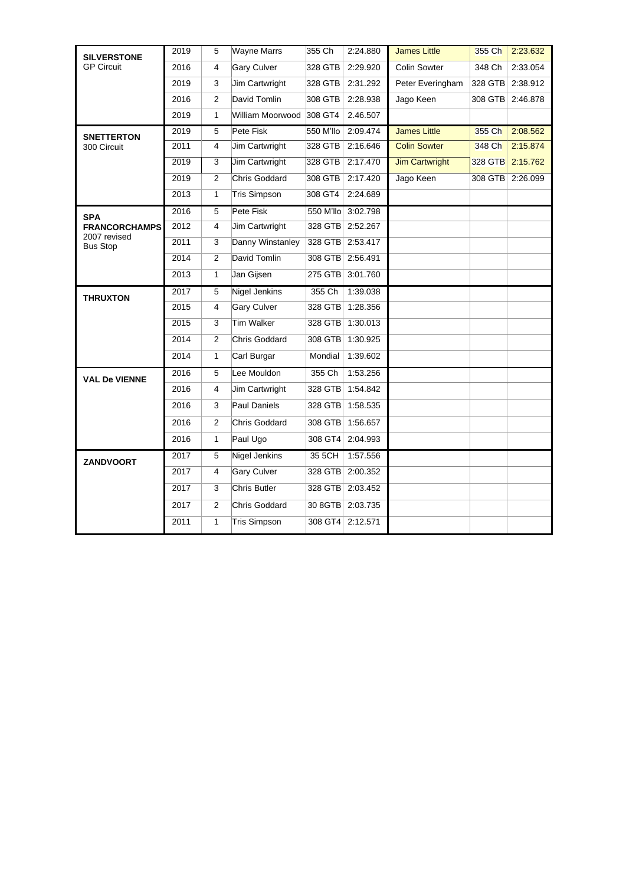| | | | | | | | | |
|---|---|---|---|---|---|---|---|---|
| **SILVERSTONE** GP Circuit | 2019 | 5 | Wayne Marrs | 355 Ch | 2:24.880 | James Little | 355 Ch | 2:23.632 |
| | 2016 | 4 | Gary Culver | 328 GTB | 2:29.920 | Colin Sowter | 348 Ch | 2:33.054 |
| | 2019 | 3 | Jim Cartwright | 328 GTB | 2:31.292 | Peter Everingham | 328 GTB | 2:38.912 |
| | 2016 | 2 | David Tomlin | 308 GTB | 2:28.938 | Jago Keen | 308 GTB | 2:46.878 |
| | 2019 | 1 | William Moorwood | 308 GT4 | 2.46.507 | | | |
| **SNETTERTON** 300 Circuit | 2019 | 5 | Pete Fisk | 550 M'llo | 2:09.474 | James Little | 355 Ch | 2:08.562 |
| | 2011 | 4 | Jim Cartwright | 328 GTB | 2:16.646 | Colin Sowter | 348 Ch | 2:15.874 |
| | 2019 | 3 | Jim Cartwright | 328 GTB | 2:17.470 | Jim Cartwright | 328 GTB | 2:15.762 |
| | 2019 | 2 | Chris Goddard | 308 GTB | 2:17.420 | Jago Keen | 308 GTB | 2:26.099 |
| | 2013 | 1 | Tris Simpson | 308 GT4 | 2:24.689 | | | |
| **SPA FRANCORCHAMPS** 2007 revised Bus Stop | 2016 | 5 | Pete Fisk | 550 M'llo | 3:02.798 | | | |
| | 2012 | 4 | Jim Cartwright | 328 GTB | 2:52.267 | | | |
| | 2011 | 3 | Danny Winstanley | 328 GTB | 2:53.417 | | | |
| | 2014 | 2 | David Tomlin | 308 GTB | 2:56.491 | | | |
| | 2013 | 1 | Jan Gijsen | 275 GTB | 3:01.760 | | | |
| **THRUXTON** | 2017 | 5 | Nigel Jenkins | 355 Ch | 1:39.038 | | | |
| | 2015 | 4 | Gary Culver | 328 GTB | 1:28.356 | | | |
| | 2015 | 3 | Tim Walker | 328 GTB | 1:30.013 | | | |
| | 2014 | 2 | Chris Goddard | 308 GTB | 1:30.925 | | | |
| | 2014 | 1 | Carl Burgar | Mondial | 1:39.602 | | | |
| **VAL De VIENNE** | 2016 | 5 | Lee Mouldon | 355 Ch | 1:53.256 | | | |
| | 2016 | 4 | Jim Cartwright | 328 GTB | 1:54.842 | | | |
| | 2016 | 3 | Paul Daniels | 328 GTB | 1:58.535 | | | |
| | 2016 | 2 | Chris Goddard | 308 GTB | 1:56.657 | | | |
| | 2016 | 1 | Paul Ugo | 308 GT4 | 2:04.993 | | | |
| **ZANDVOORT** | 2017 | 5 | Nigel Jenkins | 35 5CH | 1:57.556 | | | |
| | 2017 | 4 | Gary Culver | 328 GTB | 2:00.352 | | | |
| | 2017 | 3 | Chris Butler | 328 GTB | 2:03.452 | | | |
| | 2017 | 2 | Chris Goddard | 30 8GTB | 2:03.735 | | | |
| | 2011 | 1 | Tris Simpson | 308 GT4 | 2:12.571 | | | |